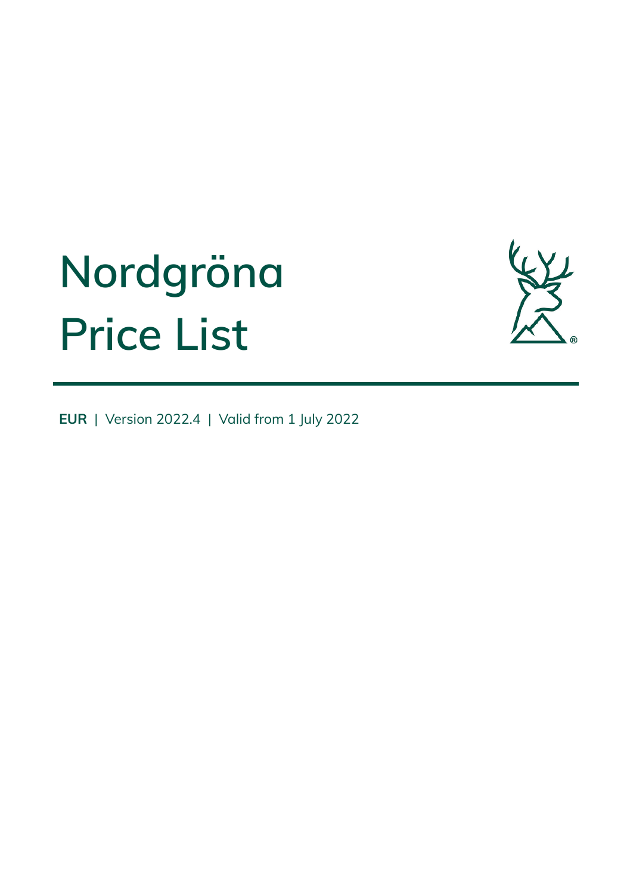# Nordgröna Price List

**EUR** | Version 2022.4 | Valid from 1 July 2022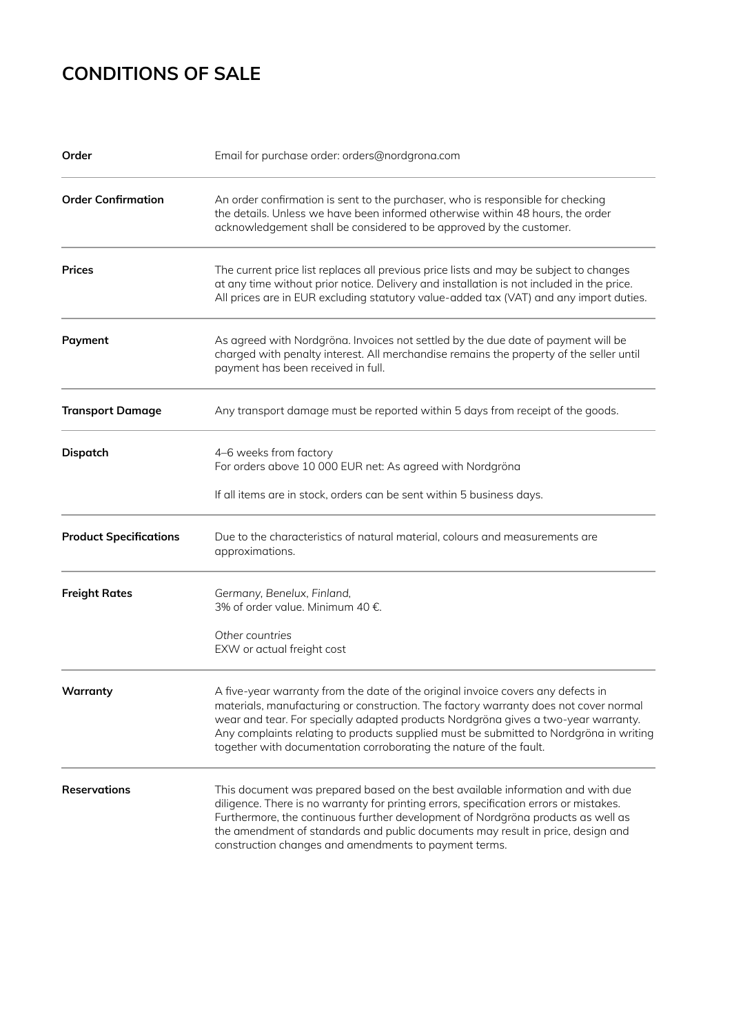# CONDITIONS OF SALE

| | |
|---|---|
| **Order** | Email for purchase order: orders@nordgrona.com |
| **Order Confirmation** | An order confirmation is sent to the purchaser, who is responsible for checking the details. Unless we have been informed otherwise within 48 hours, the order acknowledgement shall be considered to be approved by the customer. |
| **Prices** | The current price list replaces all previous price lists and may be subject to changes at any time without prior notice. Delivery and installation is not included in the price. All prices are in EUR excluding statutory value-added tax (VAT) and any import duties. |
| **Payment** | As agreed with Nordgröna. Invoices not settled by the due date of payment will be charged with penalty interest. All merchandise remains the property of the seller until payment has been received in full. |
| **Transport Damage** | Any transport damage must be reported within 5 days from receipt of the goods. |
| **Dispatch** | 4–6 weeks from factory<br>For orders above 10 000 EUR net: As agreed with Nordgröna<br><br>If all items are in stock, orders can be sent within 5 business days. |
| **Product Specifications** | Due to the characteristics of natural material, colours and measurements are approximations. |
| **Freight Rates** | *Germany, Benelux, Finland,*<br>3% of order value. Minimum 40 €.<br><br>*Other countries*<br>EXW or actual freight cost |
| **Warranty** | A five-year warranty from the date of the original invoice covers any defects in materials, manufacturing or construction. The factory warranty does not cover normal wear and tear. For specially adapted products Nordgröna gives a two-year warranty. Any complaints relating to products supplied must be submitted to Nordgröna in writing together with documentation corroborating the nature of the fault. |
| **Reservations** | This document was prepared based on the best available information and with due diligence. There is no warranty for printing errors, specification errors or mistakes. Furthermore, the continuous further development of Nordgröna products as well as the amendment of standards and public documents may result in price, design and construction changes and amendments to payment terms. |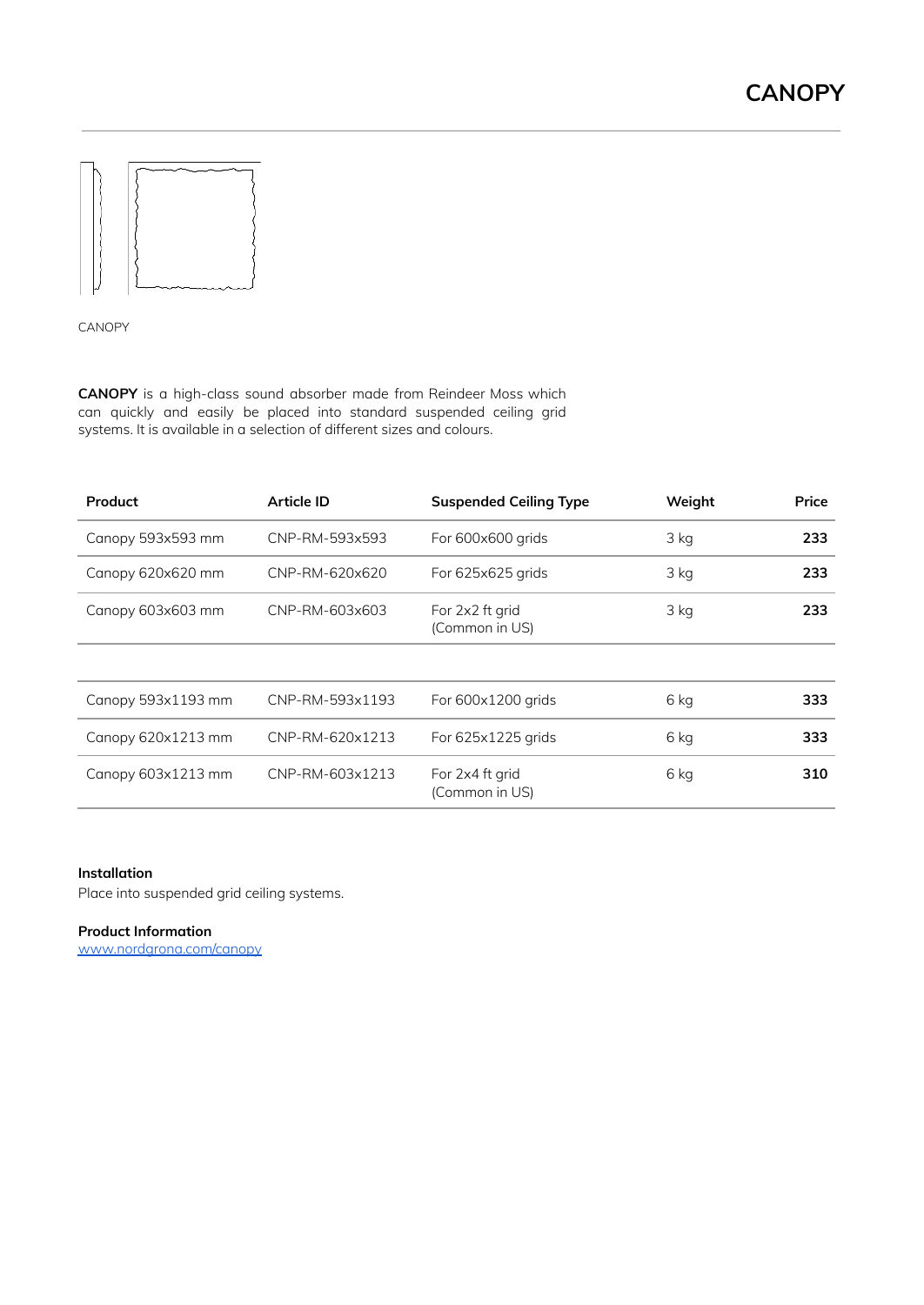# CANOPY

CANOPY

**CANOPY** is a high-class sound absorber made from Reindeer Moss which can quickly and easily be placed into standard suspended ceiling grid systems. It is available in a selection of different sizes and colours.

| Product | Article ID | Suspended Ceiling Type | Weight | Price |
|---|---|---|---|---|
| Canopy 593x593 mm | CNP-RM-593x593 | For 600x600 grids | 3 kg | **233** |
| Canopy 620x620 mm | CNP-RM-620x620 | For 625x625 grids | 3 kg | **233** |
| Canopy 603x603 mm | CNP-RM-603x603 | For 2x2 ft grid (Common in US) | 3 kg | **233** |
| | | | | |
| Canopy 593x1193 mm | CNP-RM-593x1193 | For 600x1200 grids | 6 kg | **333** |
| Canopy 620x1213 mm | CNP-RM-620x1213 | For 625x1225 grids | 6 kg | **333** |
| Canopy 603x1213 mm | CNP-RM-603x1213 | For 2x4 ft grid (Common in US) | 6 kg | **310** |

**Installation**
Place into suspended grid ceiling systems.

**Product Information**
[www.nordgrona.com/canopy](http://www.nordgrona.com/canopy)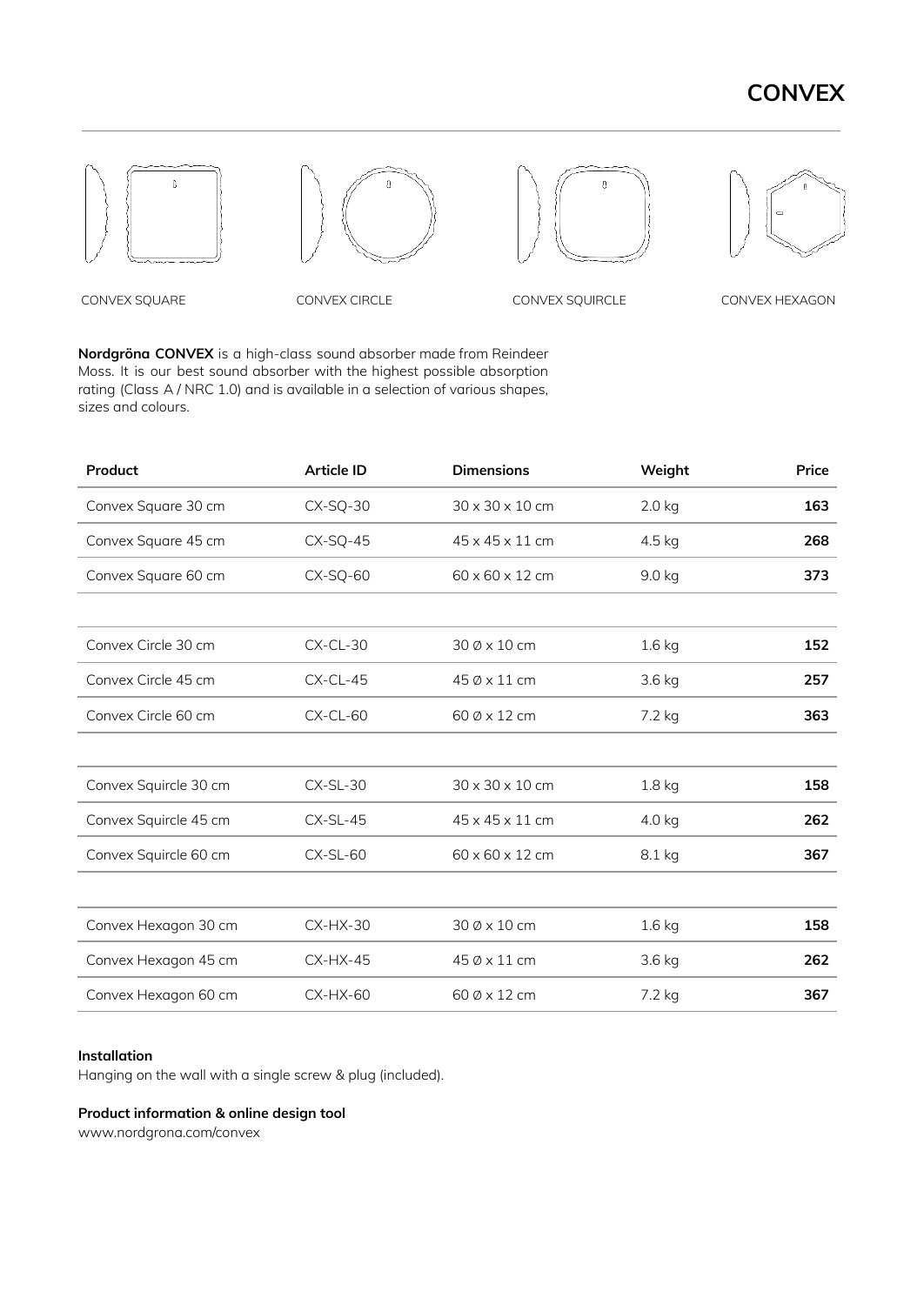# CONVEX

CONVEX SQUARE

CONVEX CIRCLE

CONVEX SQUIRCLE

CONVEX HEXAGON

**Nordgröna CONVEX** is a high-class sound absorber made from Reindeer Moss. It is our best sound absorber with the highest possible absorption rating (Class A / NRC 1.0) and is available in a selection of various shapes, sizes and colours.

| Product | Article ID | Dimensions | Weight | Price |
|---|---|---|---|---|
| Convex Square 30 cm | CX-SQ-30 | 30 x 30 x 10 cm | 2.0 kg | **163** |
| Convex Square 45 cm | CX-SQ-45 | 45 x 45 x 11 cm | 4.5 kg | **268** |
| Convex Square 60 cm | CX-SQ-60 | 60 x 60 x 12 cm | 9.0 kg | **373** |
| | | | | |
| Convex Circle 30 cm | CX-CL-30 | 30 Ø x 10 cm | 1.6 kg | **152** |
| Convex Circle 45 cm | CX-CL-45 | 45 Ø x 11 cm | 3.6 kg | **257** |
| Convex Circle 60 cm | CX-CL-60 | 60 Ø x 12 cm | 7.2 kg | **363** |
| | | | | |
| Convex Squircle 30 cm | CX-SL-30 | 30 x 30 x 10 cm | 1.8 kg | **158** |
| Convex Squircle 45 cm | CX-SL-45 | 45 x 45 x 11 cm | 4.0 kg | **262** |
| Convex Squircle 60 cm | CX-SL-60 | 60 x 60 x 12 cm | 8.1 kg | **367** |
| | | | | |
| Convex Hexagon 30 cm | CX-HX-30 | 30 Ø x 10 cm | 1.6 kg | **158** |
| Convex Hexagon 45 cm | CX-HX-45 | 45 Ø x 11 cm | 3.6 kg | **262** |
| Convex Hexagon 60 cm | CX-HX-60 | 60 Ø x 12 cm | 7.2 kg | **367** |

**Installation**

Hanging on the wall with a single screw & plug (included).

**Product information & online design tool**

www.nordgrona.com/convex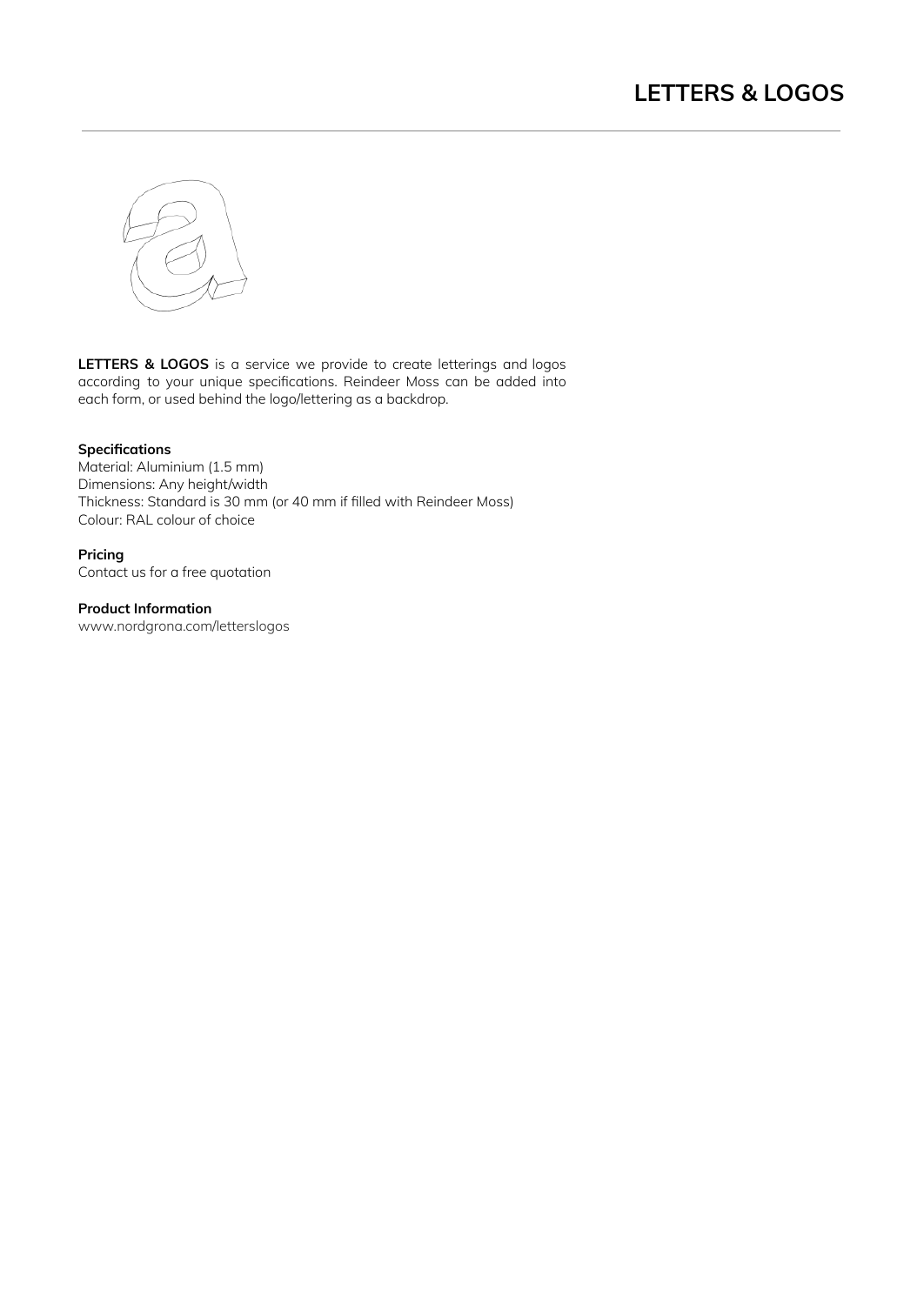# LETTERS & LOGOS

**LETTERS & LOGOS** is a service we provide to create letterings and logos according to your unique specifications. Reindeer Moss can be added into each form, or used behind the logo/lettering as a backdrop.

**Specifications**
Material: Aluminium (1.5 mm)
Dimensions: Any height/width
Thickness: Standard is 30 mm (or 40 mm if filled with Reindeer Moss)
Colour: RAL colour of choice

**Pricing**
Contact us for a free quotation

**Product Information**
www.nordgrona.com/letterslogos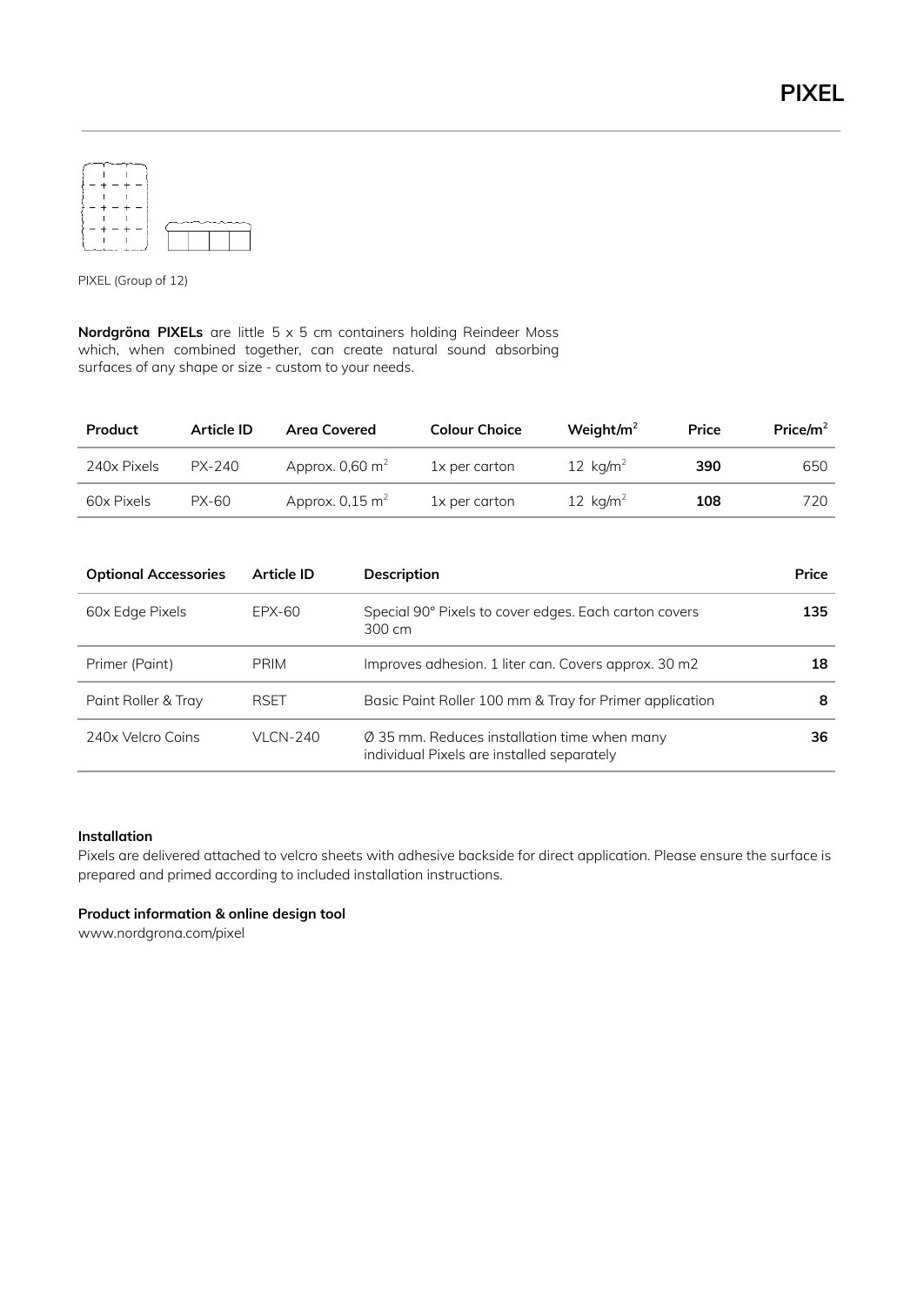# PIXEL

PIXEL (Group of 12)

**Nordgröna PIXELs** are little 5 x 5 cm containers holding Reindeer Moss which, when combined together, can create natural sound absorbing surfaces of any shape or size - custom to your needs.

| Product | Article ID | Area Covered | Colour Choice | Weight/m² | Price | Price/m² |
|---|---|---|---|---|---|---|
| 240x Pixels | PX-240 | Approx. 0,60 m² | 1x per carton | 12 kg/m² | **390** | 650 |
| 60x Pixels | PX-60 | Approx. 0,15 m² | 1x per carton | 12 kg/m² | **108** | 720 |

| Optional Accessories | Article ID | Description | Price |
|---|---|---|---|
| 60x Edge Pixels | EPX-60 | Special 90° Pixels to cover edges. Each carton covers 300 cm | **135** |
| Primer (Paint) | PRIM | Improves adhesion. 1 liter can. Covers approx. 30 m2 | **18** |
| Paint Roller & Tray | RSET | Basic Paint Roller 100 mm & Tray for Primer application | **8** |
| 240x Velcro Coins | VLCN-240 | Ø 35 mm. Reduces installation time when many individual Pixels are installed separately | **36** |

**Installation**
Pixels are delivered attached to velcro sheets with adhesive backside for direct application. Please ensure the surface is prepared and primed according to included installation instructions.

**Product information & online design tool**
www.nordgrona.com/pixel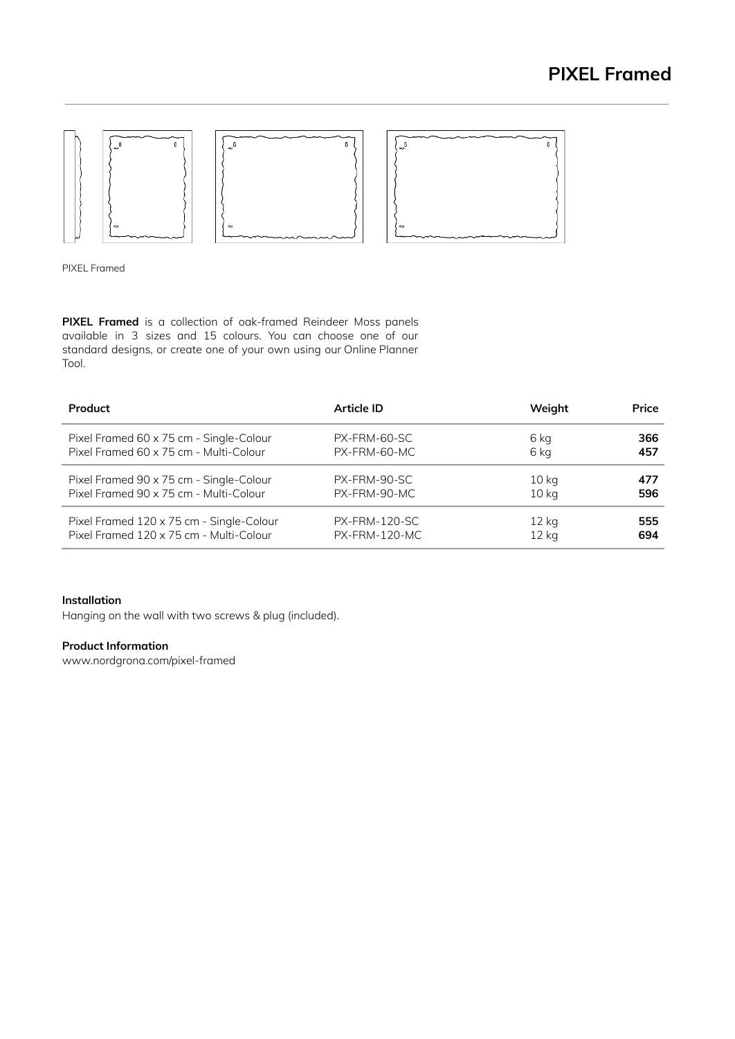# PIXEL Framed

PIXEL Framed

**PIXEL Framed** is a collection of oak-framed Reindeer Moss panels available in 3 sizes and 15 colours. You can choose one of our standard designs, or create one of your own using our Online Planner Tool.

| Product | Article ID | Weight | Price |
|---|---|---|---|
| Pixel Framed 60 x 75 cm - Single-Colour | PX-FRM-60-SC | 6 kg | **366** |
| Pixel Framed 60 x 75 cm - Multi-Colour | PX-FRM-60-MC | 6 kg | **457** |
| Pixel Framed 90 x 75 cm - Single-Colour | PX-FRM-90-SC | 10 kg | **477** |
| Pixel Framed 90 x 75 cm - Multi-Colour | PX-FRM-90-MC | 10 kg | **596** |
| Pixel Framed 120 x 75 cm - Single-Colour | PX-FRM-120-SC | 12 kg | **555** |
| Pixel Framed 120 x 75 cm - Multi-Colour | PX-FRM-120-MC | 12 kg | **694** |

**Installation**
Hanging on the wall with two screws & plug (included).

**Product Information**
www.nordgrona.com/pixel-framed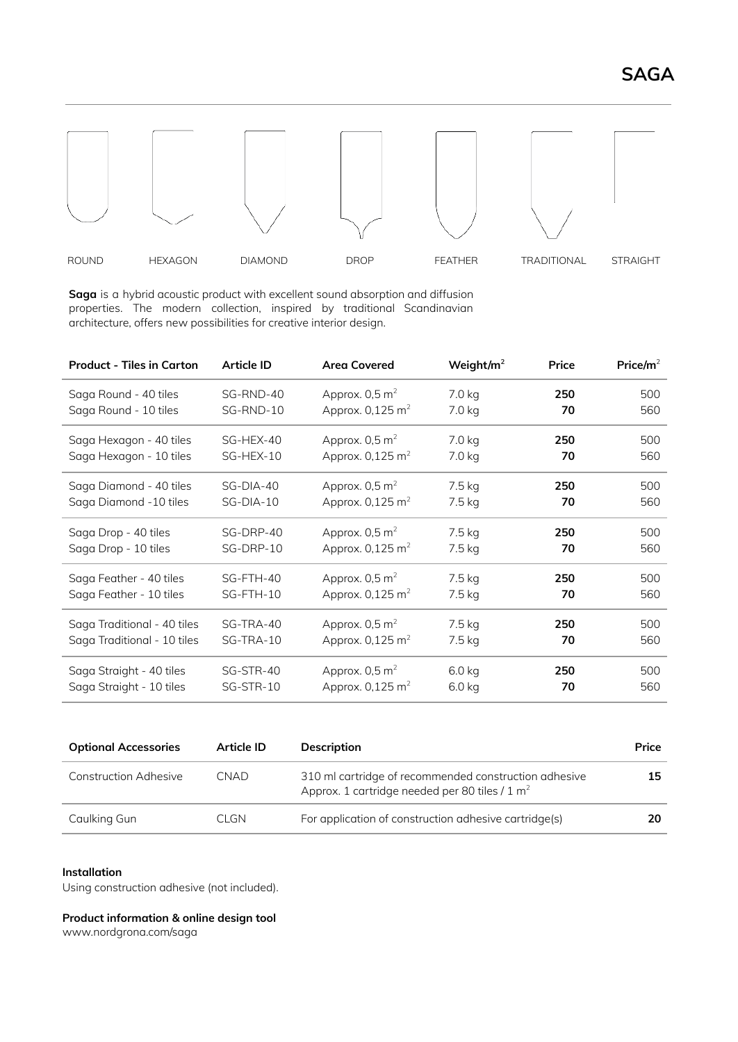# SAGA

ROUND HEXAGON DIAMOND DROP FEATHER TRADITIONAL STRAIGHT

**Saga** is a hybrid acoustic product with excellent sound absorption and diffusion properties. The modern collection, inspired by traditional Scandinavian architecture, offers new possibilities for creative interior design.

| Product - Tiles in Carton | Article ID | Area Covered | Weight/m² | Price | Price/m² |
|---|---|---|---|---|---|
| Saga Round - 40 tiles | SG-RND-40 | Approx. 0,5 m² | 7.0 kg | **250** | 500 |
| Saga Round - 10 tiles | SG-RND-10 | Approx. 0,125 m² | 7.0 kg | **70** | 560 |
| Saga Hexagon - 40 tiles | SG-HEX-40 | Approx. 0,5 m² | 7.0 kg | **250** | 500 |
| Saga Hexagon - 10 tiles | SG-HEX-10 | Approx. 0,125 m² | 7.0 kg | **70** | 560 |
| Saga Diamond - 40 tiles | SG-DIA-40 | Approx. 0,5 m² | 7.5 kg | **250** | 500 |
| Saga Diamond -10 tiles | SG-DIA-10 | Approx. 0,125 m² | 7.5 kg | **70** | 560 |
| Saga Drop - 40 tiles | SG-DRP-40 | Approx. 0,5 m² | 7.5 kg | **250** | 500 |
| Saga Drop - 10 tiles | SG-DRP-10 | Approx. 0,125 m² | 7.5 kg | **70** | 560 |
| Saga Feather - 40 tiles | SG-FTH-40 | Approx. 0,5 m² | 7.5 kg | **250** | 500 |
| Saga Feather - 10 tiles | SG-FTH-10 | Approx. 0,125 m² | 7.5 kg | **70** | 560 |
| Saga Traditional - 40 tiles | SG-TRA-40 | Approx. 0,5 m² | 7.5 kg | **250** | 500 |
| Saga Traditional - 10 tiles | SG-TRA-10 | Approx. 0,125 m² | 7.5 kg | **70** | 560 |
| Saga Straight - 40 tiles | SG-STR-40 | Approx. 0,5 m² | 6.0 kg | **250** | 500 |
| Saga Straight - 10 tiles | SG-STR-10 | Approx. 0,125 m² | 6.0 kg | **70** | 560 |

| Optional Accessories | Article ID | Description | Price |
|---|---|---|---|
| Construction Adhesive | CNAD | 310 ml cartridge of recommended construction adhesive Approx. 1 cartridge needed per 80 tiles / 1 m² | **15** |
| Caulking Gun | CLGN | For application of construction adhesive cartridge(s) | **20** |

**Installation**
Using construction adhesive (not included).

**Product information & online design tool**
www.nordgrona.com/saga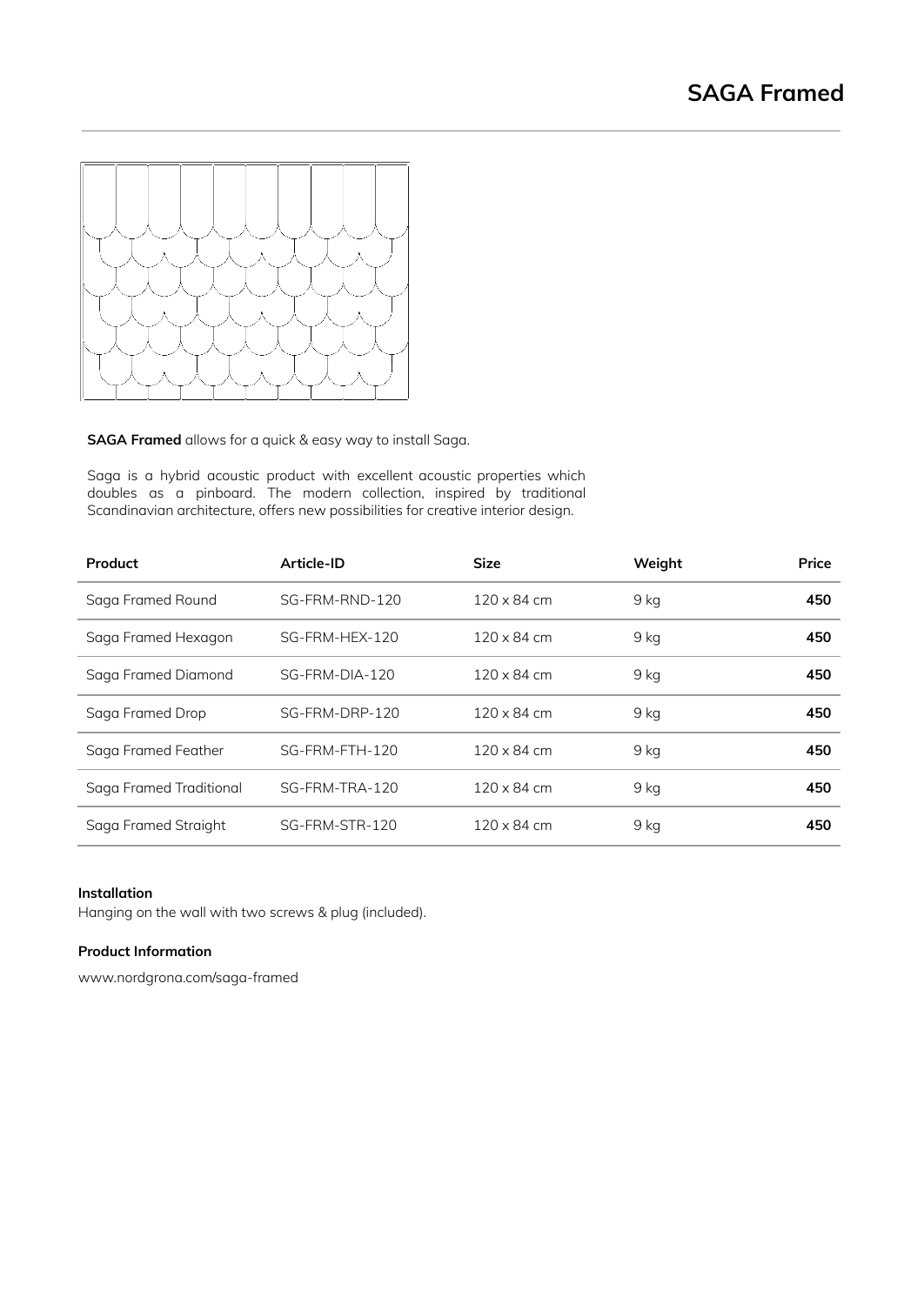# SAGA Framed

**SAGA Framed** allows for a quick & easy way to install Saga.

Saga is a hybrid acoustic product with excellent acoustic properties which doubles as a pinboard. The modern collection, inspired by traditional Scandinavian architecture, offers new possibilities for creative interior design.

| Product | Article-ID | Size | Weight | Price |
| --- | --- | --- | --- | --- |
| Saga Framed Round | SG-FRM-RND-120 | 120 x 84 cm | 9 kg | **450** |
| Saga Framed Hexagon | SG-FRM-HEX-120 | 120 x 84 cm | 9 kg | **450** |
| Saga Framed Diamond | SG-FRM-DIA-120 | 120 x 84 cm | 9 kg | **450** |
| Saga Framed Drop | SG-FRM-DRP-120 | 120 x 84 cm | 9 kg | **450** |
| Saga Framed Feather | SG-FRM-FTH-120 | 120 x 84 cm | 9 kg | **450** |
| Saga Framed Traditional | SG-FRM-TRA-120 | 120 x 84 cm | 9 kg | **450** |
| Saga Framed Straight | SG-FRM-STR-120 | 120 x 84 cm | 9 kg | **450** |

**Installation**

Hanging on the wall with two screws & plug (included).

**Product Information**

www.nordgrona.com/saga-framed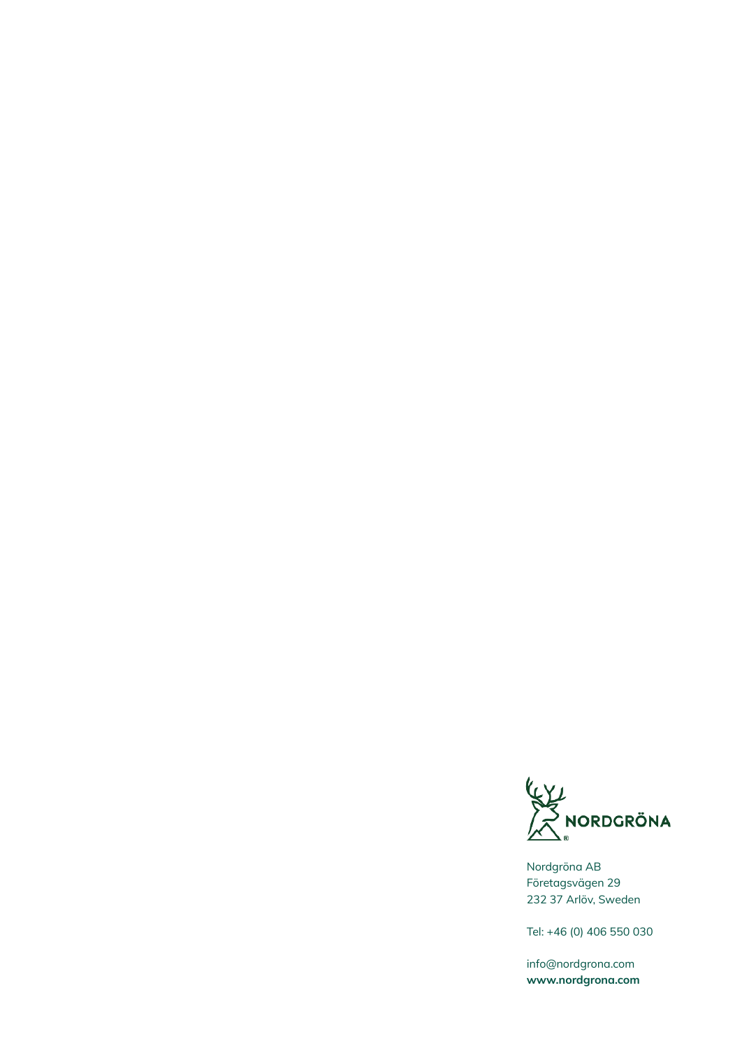NORDGRÖNA

Nordgröna AB
Företagsvägen 29
232 37 Arlöv, Sweden

Tel: +46 (0) 406 550 030

info@nordgrona.com
**www.nordgrona.com**